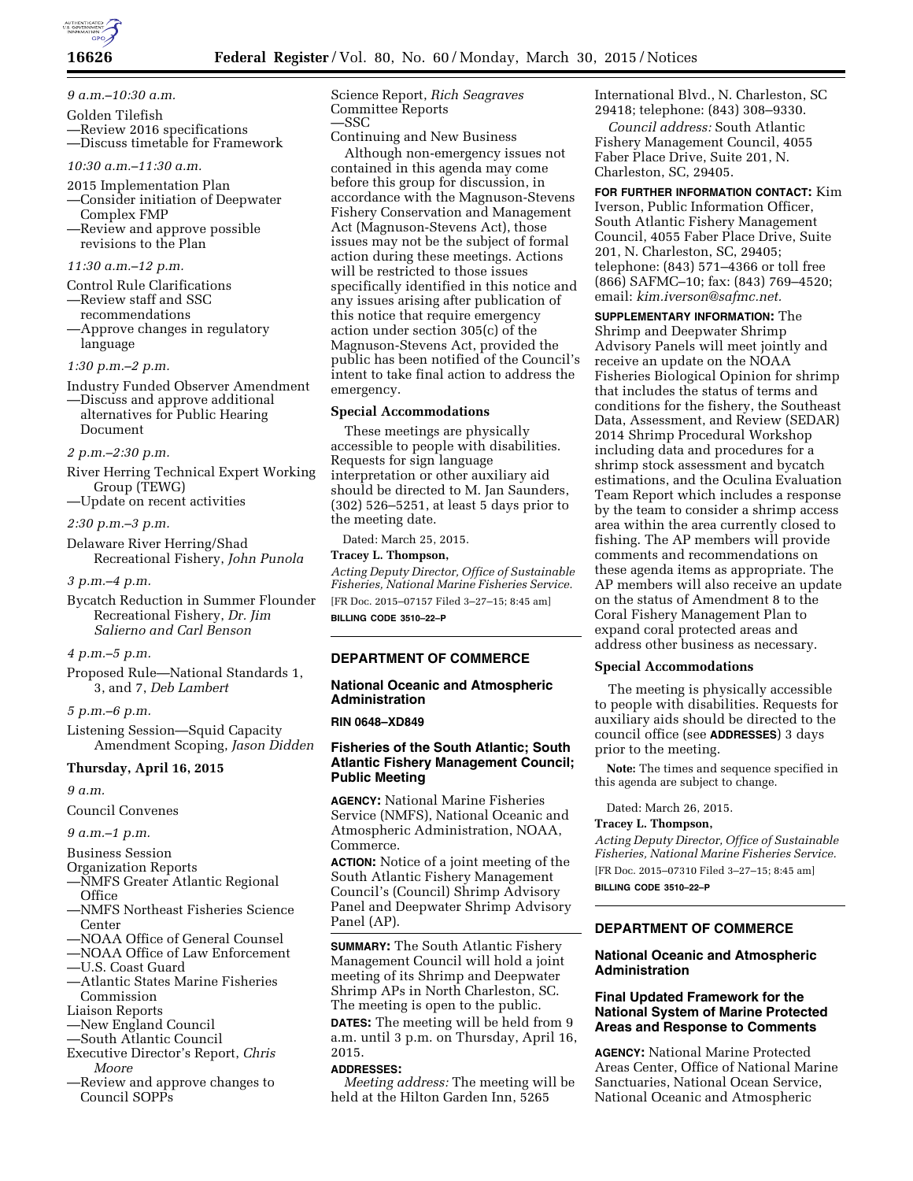*9 a.m.–10:30 a.m.*

Golden Tilefish
—Review 2016 specifications
—Discuss timetable for Framework

*10:30 a.m.–11:30 a.m.*

2015 Implementation Plan
—Consider initiation of Deepwater Complex FMP
—Review and approve possible revisions to the Plan

*11:30 a.m.–12 p.m.*

Control Rule Clarifications
—Review staff and SSC recommendations
—Approve changes in regulatory language

*1:30 p.m.–2 p.m.*

Industry Funded Observer Amendment
—Discuss and approve additional alternatives for Public Hearing Document

*2 p.m.–2:30 p.m.*

River Herring Technical Expert Working Group (TEWG)
—Update on recent activities

*2:30 p.m.–3 p.m.*

Delaware River Herring/Shad Recreational Fishery, *John Punola*

*3 p.m.–4 p.m.*

Bycatch Reduction in Summer Flounder Recreational Fishery, *Dr. Jim Salierno and Carl Benson*

*4 p.m.–5 p.m.*

Proposed Rule—National Standards 1, 3, and 7, *Deb Lambert*

*5 p.m.–6 p.m.*

Listening Session—Squid Capacity Amendment Scoping, *Jason Didden*

**Thursday, April 16, 2015**

*9 a.m.*

Council Convenes

*9 a.m.–1 p.m.*

Business Session
Organization Reports
—NMFS Greater Atlantic Regional Office
—NMFS Northeast Fisheries Science Center
—NOAA Office of General Counsel
—NOAA Office of Law Enforcement
—U.S. Coast Guard
—Atlantic States Marine Fisheries Commission
Liaison Reports
—New England Council
—South Atlantic Council
Executive Director's Report, *Chris Moore*
—Review and approve changes to Council SOPPs
Science Report, *Rich Seagraves*
Committee Reports
—SSC
Continuing and New Business

Although non-emergency issues not contained in this agenda may come before this group for discussion, in accordance with the Magnuson-Stevens Fishery Conservation and Management Act (Magnuson-Stevens Act), those issues may not be the subject of formal action during these meetings. Actions will be restricted to those issues specifically identified in this notice and any issues arising after publication of this notice that require emergency action under section 305(c) of the Magnuson-Stevens Act, provided the public has been notified of the Council's intent to take final action to address the emergency.

**Special Accommodations**

These meetings are physically accessible to people with disabilities. Requests for sign language interpretation or other auxiliary aid should be directed to M. Jan Saunders, (302) 526–5251, at least 5 days prior to the meeting date.

Dated: March 25, 2015.

**Tracey L. Thompson,**

*Acting Deputy Director, Office of Sustainable Fisheries, National Marine Fisheries Service.*

[FR Doc. 2015–07157 Filed 3–27–15; 8:45 am]

**BILLING CODE 3510–22–P**

## DEPARTMENT OF COMMERCE

### National Oceanic and Atmospheric Administration

**RIN 0648–XD849**

### Fisheries of the South Atlantic; South Atlantic Fishery Management Council; Public Meeting

**AGENCY:** National Marine Fisheries Service (NMFS), National Oceanic and Atmospheric Administration, NOAA, Commerce.

**ACTION:** Notice of a joint meeting of the South Atlantic Fishery Management Council's (Council) Shrimp Advisory Panel and Deepwater Shrimp Advisory Panel (AP).

**SUMMARY:** The South Atlantic Fishery Management Council will hold a joint meeting of its Shrimp and Deepwater Shrimp APs in North Charleston, SC. The meeting is open to the public.

**DATES:** The meeting will be held from 9 a.m. until 3 p.m. on Thursday, April 16, 2015.

**ADDRESSES:**

*Meeting address:* The meeting will be held at the Hilton Garden Inn, 5265 International Blvd., N. Charleston, SC 29418; telephone: (843) 308–9330.

*Council address:* South Atlantic Fishery Management Council, 4055 Faber Place Drive, Suite 201, N. Charleston, SC, 29405.

**FOR FURTHER INFORMATION CONTACT:** Kim Iverson, Public Information Officer, South Atlantic Fishery Management Council, 4055 Faber Place Drive, Suite 201, N. Charleston, SC, 29405; telephone: (843) 571–4366 or toll free (866) SAFMC–10; fax: (843) 769–4520; email: *kim.iverson@safmc.net.*

**SUPPLEMENTARY INFORMATION:** The Shrimp and Deepwater Shrimp Advisory Panels will meet jointly and receive an update on the NOAA Fisheries Biological Opinion for shrimp that includes the status of terms and conditions for the fishery, the Southeast Data, Assessment, and Review (SEDAR) 2014 Shrimp Procedural Workshop including data and procedures for a shrimp stock assessment and bycatch estimations, and the Oculina Evaluation Team Report which includes a response by the team to consider a shrimp access area within the area currently closed to fishing. The AP members will provide comments and recommendations on these agenda items as appropriate. The AP members will also receive an update on the status of Amendment 8 to the Coral Fishery Management Plan to expand coral protected areas and address other business as necessary.

**Special Accommodations**

The meeting is physically accessible to people with disabilities. Requests for auxiliary aids should be directed to the council office (see **ADDRESSES**) 3 days prior to the meeting.

**Note:** The times and sequence specified in this agenda are subject to change.

Dated: March 26, 2015.

**Tracey L. Thompson,**

*Acting Deputy Director, Office of Sustainable Fisheries, National Marine Fisheries Service.*

[FR Doc. 2015–07310 Filed 3–27–15; 8:45 am]

**BILLING CODE 3510–22–P**

## DEPARTMENT OF COMMERCE

### National Oceanic and Atmospheric Administration

### Final Updated Framework for the National System of Marine Protected Areas and Response to Comments

**AGENCY:** National Marine Protected Areas Center, Office of National Marine Sanctuaries, National Ocean Service, National Oceanic and Atmospheric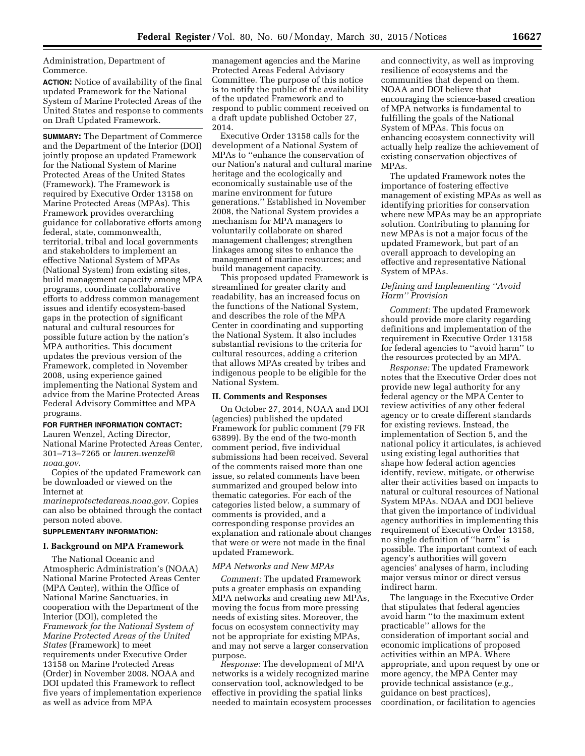Administration, Department of Commerce.

**ACTION:** Notice of availability of the final updated Framework for the National System of Marine Protected Areas of the United States and response to comments on Draft Updated Framework.

**SUMMARY:** The Department of Commerce and the Department of the Interior (DOI) jointly propose an updated Framework for the National System of Marine Protected Areas of the United States (Framework). The Framework is required by Executive Order 13158 on Marine Protected Areas (MPAs). This Framework provides overarching guidance for collaborative efforts among federal, state, commonwealth, territorial, tribal and local governments and stakeholders to implement an effective National System of MPAs (National System) from existing sites, build management capacity among MPA programs, coordinate collaborative efforts to address common management issues and identify ecosystem-based gaps in the protection of significant natural and cultural resources for possible future action by the nation's MPA authorities. This document updates the previous version of the Framework, completed in November 2008, using experience gained implementing the National System and advice from the Marine Protected Areas Federal Advisory Committee and MPA programs.

**FOR FURTHER INFORMATION CONTACT:** Lauren Wenzel, Acting Director, National Marine Protected Areas Center, 301–713–7265 or *lauren.wenzel@noaa.gov*.

Copies of the updated Framework can be downloaded or viewed on the Internet at *marineprotectedareas.noaa.gov*. Copies can also be obtained through the contact person noted above.

**SUPPLEMENTARY INFORMATION:**

## I. Background on MPA Framework

The National Oceanic and Atmospheric Administration's (NOAA) National Marine Protected Areas Center (MPA Center), within the Office of National Marine Sanctuaries, in cooperation with the Department of the Interior (DOI), completed the *Framework for the National System of Marine Protected Areas of the United States* (Framework) to meet requirements under Executive Order 13158 on Marine Protected Areas (Order) in November 2008. NOAA and DOI updated this Framework to reflect five years of implementation experience as well as advice from MPA management agencies and the Marine Protected Areas Federal Advisory Committee. The purpose of this notice is to notify the public of the availability of the updated Framework and to respond to public comment received on a draft update published October 27, 2014.

Executive Order 13158 calls for the development of a National System of MPAs to ''enhance the conservation of our Nation's natural and cultural marine heritage and the ecologically and economically sustainable use of the marine environment for future generations.'' Established in November 2008, the National System provides a mechanism for MPA managers to voluntarily collaborate on shared management challenges; strengthen linkages among sites to enhance the management of marine resources; and build management capacity.

This proposed updated Framework is streamlined for greater clarity and readability, has an increased focus on the functions of the National System, and describes the role of the MPA Center in coordinating and supporting the National System. It also includes substantial revisions to the criteria for cultural resources, adding a criterion that allows MPAs created by tribes and indigenous people to be eligible for the National System.

## II. Comments and Responses

On October 27, 2014, NOAA and DOI (agencies) published the updated Framework for public comment (79 FR 63899). By the end of the two-month comment period, five individual submissions had been received. Several of the comments raised more than one issue, so related comments have been summarized and grouped below into thematic categories. For each of the categories listed below, a summary of comments is provided, and a corresponding response provides an explanation and rationale about changes that were or were not made in the final updated Framework.

### *MPA Networks and New MPAs*

*Comment:* The updated Framework puts a greater emphasis on expanding MPA networks and creating new MPAs, moving the focus from more pressing needs of existing sites. Moreover, the focus on ecosystem connectivity may not be appropriate for existing MPAs, and may not serve a larger conservation purpose.

*Response:* The development of MPA networks is a widely recognized marine conservation tool, acknowledged to be effective in providing the spatial links needed to maintain ecosystem processes and connectivity, as well as improving resilience of ecosystems and the communities that depend on them. NOAA and DOI believe that encouraging the science-based creation of MPA networks is fundamental to fulfilling the goals of the National System of MPAs. This focus on enhancing ecosystem connectivity will actually help realize the achievement of existing conservation objectives of MPAs.

The updated Framework notes the importance of fostering effective management of existing MPAs as well as identifying priorities for conservation where new MPAs may be an appropriate solution. Contributing to planning for new MPAs is not a major focus of the updated Framework, but part of an overall approach to developing an effective and representative National System of MPAs.

### *Defining and Implementing ''Avoid Harm'' Provision*

*Comment:* The updated Framework should provide more clarity regarding definitions and implementation of the requirement in Executive Order 13158 for federal agencies to ''avoid harm'' to the resources protected by an MPA.

*Response:* The updated Framework notes that the Executive Order does not provide new legal authority for any federal agency or the MPA Center to review activities of any other federal agency or to create different standards for existing reviews. Instead, the implementation of Section 5, and the national policy it articulates, is achieved using existing legal authorities that shape how federal action agencies identify, review, mitigate, or otherwise alter their activities based on impacts to natural or cultural resources of National System MPAs. NOAA and DOI believe that given the importance of individual agency authorities in implementing this requirement of Executive Order 13158, no single definition of ''harm'' is possible. The important context of each agency's authorities will govern agencies' analyses of harm, including major versus minor or direct versus indirect harm.

The language in the Executive Order that stipulates that federal agencies avoid harm ''to the maximum extent practicable'' allows for the consideration of important social and economic implications of proposed activities within an MPA. Where appropriate, and upon request by one or more agency, the MPA Center may provide technical assistance (*e.g.,* guidance on best practices), coordination, or facilitation to agencies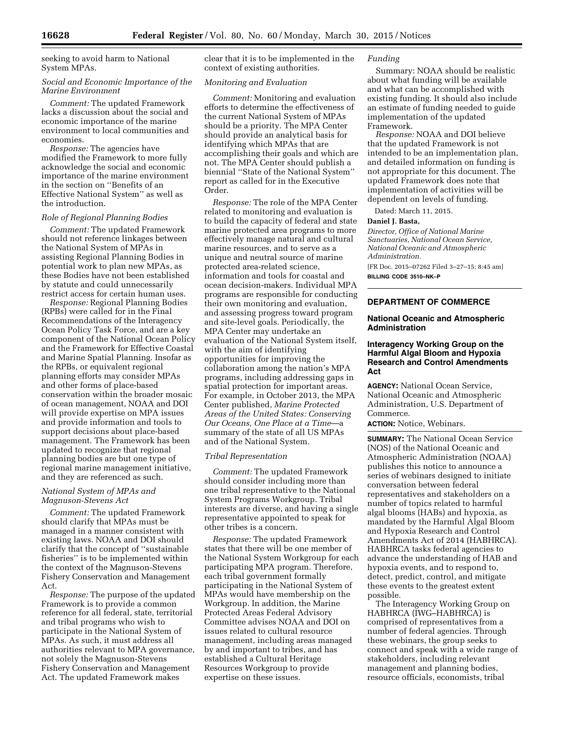seeking to avoid harm to National System MPAs.

*Social and Economic Importance of the Marine Environment*

*Comment:* The updated Framework lacks a discussion about the social and economic importance of the marine environment to local communities and economies.

*Response:* The agencies have modified the Framework to more fully acknowledge the social and economic importance of the marine environment in the section on ''Benefits of an Effective National System'' as well as the introduction.

*Role of Regional Planning Bodies*

*Comment:* The updated Framework should not reference linkages between the National System of MPAs in assisting Regional Planning Bodies in potential work to plan new MPAs, as these Bodies have not been established by statute and could unnecessarily restrict access for certain human uses.

*Response:* Regional Planning Bodies (RPBs) were called for in the Final Recommendations of the Interagency Ocean Policy Task Force, and are a key component of the National Ocean Policy and the Framework for Effective Coastal and Marine Spatial Planning. Insofar as the RPBs, or equivalent regional planning efforts may consider MPAs and other forms of place-based conservation within the broader mosaic of ocean management, NOAA and DOI will provide expertise on MPA issues and provide information and tools to support decisions about place-based management. The Framework has been updated to recognize that regional planning bodies are but one type of regional marine management initiative, and they are referenced as such.

*National System of MPAs and Magnuson-Stevens Act*

*Comment:* The updated Framework should clarify that MPAs must be managed in a manner consistent with existing laws. NOAA and DOI should clarify that the concept of ''sustainable fisheries'' is to be implemented within the context of the Magnuson-Stevens Fishery Conservation and Management Act.

*Response:* The purpose of the updated Framework is to provide a common reference for all federal, state, territorial and tribal programs who wish to participate in the National System of MPAs. As such, it must address all authorities relevant to MPA governance, not solely the Magnuson-Stevens Fishery Conservation and Management Act. The updated Framework makes clear that it is to be implemented in the context of existing authorities.

*Monitoring and Evaluation*

*Comment:* Monitoring and evaluation efforts to determine the effectiveness of the current National System of MPAs should be a priority. The MPA Center should provide an analytical basis for identifying which MPAs that are accomplishing their goals and which are not. The MPA Center should publish a biennial ''State of the National System'' report as called for in the Executive Order.

*Response:* The role of the MPA Center related to monitoring and evaluation is to build the capacity of federal and state marine protected area programs to more effectively manage natural and cultural marine resources, and to serve as a unique and neutral source of marine protected area-related science, information and tools for coastal and ocean decision-makers. Individual MPA programs are responsible for conducting their own monitoring and evaluation, and assessing progress toward program and site-level goals. Periodically, the MPA Center may undertake an evaluation of the National System itself, with the aim of identifying opportunities for improving the collaboration among the nation's MPA programs, including addressing gaps in spatial protection for important areas. For example, in October 2013, the MPA Center published, *Marine Protected Areas of the United States: Conserving Our Oceans, One Place at a Time*—a summary of the state of all US MPAs and of the National System.

*Tribal Representation*

*Comment:* The updated Framework should consider including more than one tribal representative to the National System Programs Workgroup. Tribal interests are diverse, and having a single representative appointed to speak for other tribes is a concern.

*Response:* The updated Framework states that there will be one member of the National System Workgroup for each participating MPA program. Therefore, each tribal government formally participating in the National System of MPAs would have membership on the Workgroup. In addition, the Marine Protected Areas Federal Advisory Committee advises NOAA and DOI on issues related to cultural resource management, including areas managed by and important to tribes, and has established a Cultural Heritage Resources Workgroup to provide expertise on these issues.

*Funding*

Summary: NOAA should be realistic about what funding will be available and what can be accomplished with existing funding. It should also include an estimate of funding needed to guide implementation of the updated Framework.

*Response:* NOAA and DOI believe that the updated Framework is not intended to be an implementation plan, and detailed information on funding is not appropriate for this document. The updated Framework does note that implementation of activities will be dependent on levels of funding.

Dated: March 11, 2015.

**Daniel J. Basta,**

*Director, Office of National Marine Sanctuaries, National Ocean Service, National Oceanic and Atmospheric Administration.*

[FR Doc. 2015–07262 Filed 3–27–15; 8:45 am]

**BILLING CODE 3510–NK–P**

## DEPARTMENT OF COMMERCE

### National Oceanic and Atmospheric Administration

### Interagency Working Group on the Harmful Algal Bloom and Hypoxia Research and Control Amendments Act

**AGENCY:** National Ocean Service, National Oceanic and Atmospheric Administration, U.S. Department of Commerce.

**ACTION:** Notice, Webinars.

**SUMMARY:** The National Ocean Service (NOS) of the National Oceanic and Atmospheric Administration (NOAA) publishes this notice to announce a series of webinars designed to initiate conversation between federal representatives and stakeholders on a number of topics related to harmful algal blooms (HABs) and hypoxia, as mandated by the Harmful Algal Bloom and Hypoxia Research and Control Amendments Act of 2014 (HABHRCA). HABHRCA tasks federal agencies to advance the understanding of HAB and hypoxia events, and to respond to, detect, predict, control, and mitigate these events to the greatest extent possible.

The Interagency Working Group on HABHRCA (IWG–HABHRCA) is comprised of representatives from a number of federal agencies. Through these webinars, the group seeks to connect and speak with a wide range of stakeholders, including relevant management and planning bodies, resource officials, economists, tribal